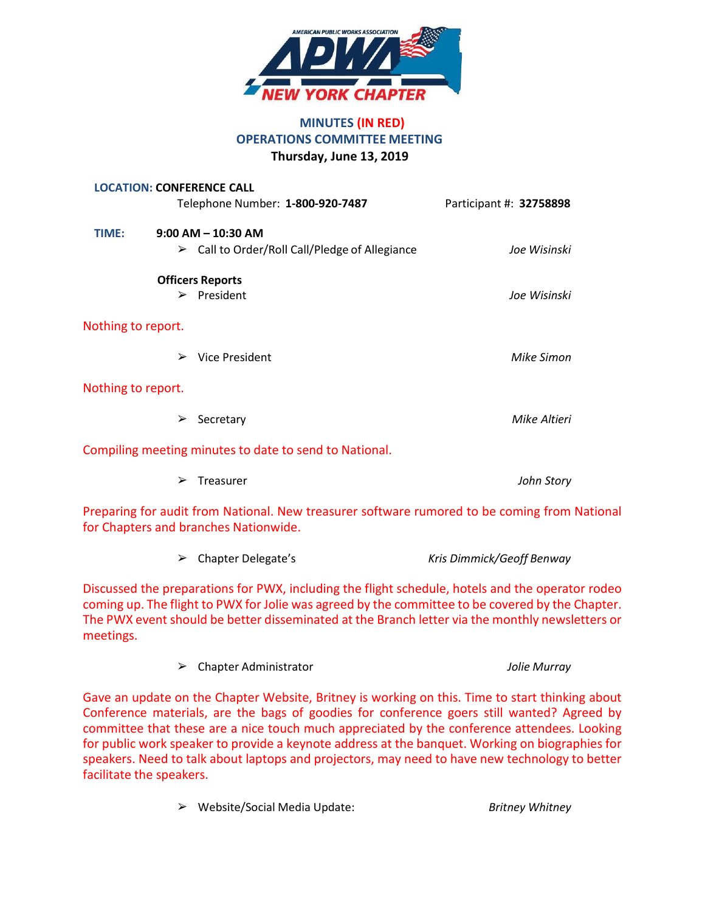AMERICAN PUBLIC WORKS ASSOCIATION
APWA
NEW YORK CHAPTER

## MINUTES (IN RED)
## OPERATIONS COMMITTEE MEETING
**Thursday, June 13, 2019**

**LOCATION: CONFERENCE CALL**
Telephone Number: **1-800-920-7487** Participant #: **32758898**

**TIME: 9:00 AM – 10:30 AM**

- Call to Order/Roll Call/Pledge of Allegiance — *Joe Wisinski*

**Officers Reports**

- President — *Joe Wisinski*

Nothing to report.

- Vice President — *Mike Simon*

Nothing to report.

- Secretary — *Mike Altieri*

Compiling meeting minutes to date to send to National.

- Treasurer — *John Story*

Preparing for audit from National. New treasurer software rumored to be coming from National for Chapters and branches Nationwide.

- Chapter Delegate's — *Kris Dimmick/Geoff Benway*

Discussed the preparations for PWX, including the flight schedule, hotels and the operator rodeo coming up. The flight to PWX for Jolie was agreed by the committee to be covered by the Chapter. The PWX event should be better disseminated at the Branch letter via the monthly newsletters or meetings.

- Chapter Administrator — *Jolie Murray*

Gave an update on the Chapter Website, Britney is working on this. Time to start thinking about Conference materials, are the bags of goodies for conference goers still wanted? Agreed by committee that these are a nice touch much appreciated by the conference attendees. Looking for public work speaker to provide a keynote address at the banquet. Working on biographies for speakers. Need to talk about laptops and projectors, may need to have new technology to better facilitate the speakers.

- Website/Social Media Update: — *Britney Whitney*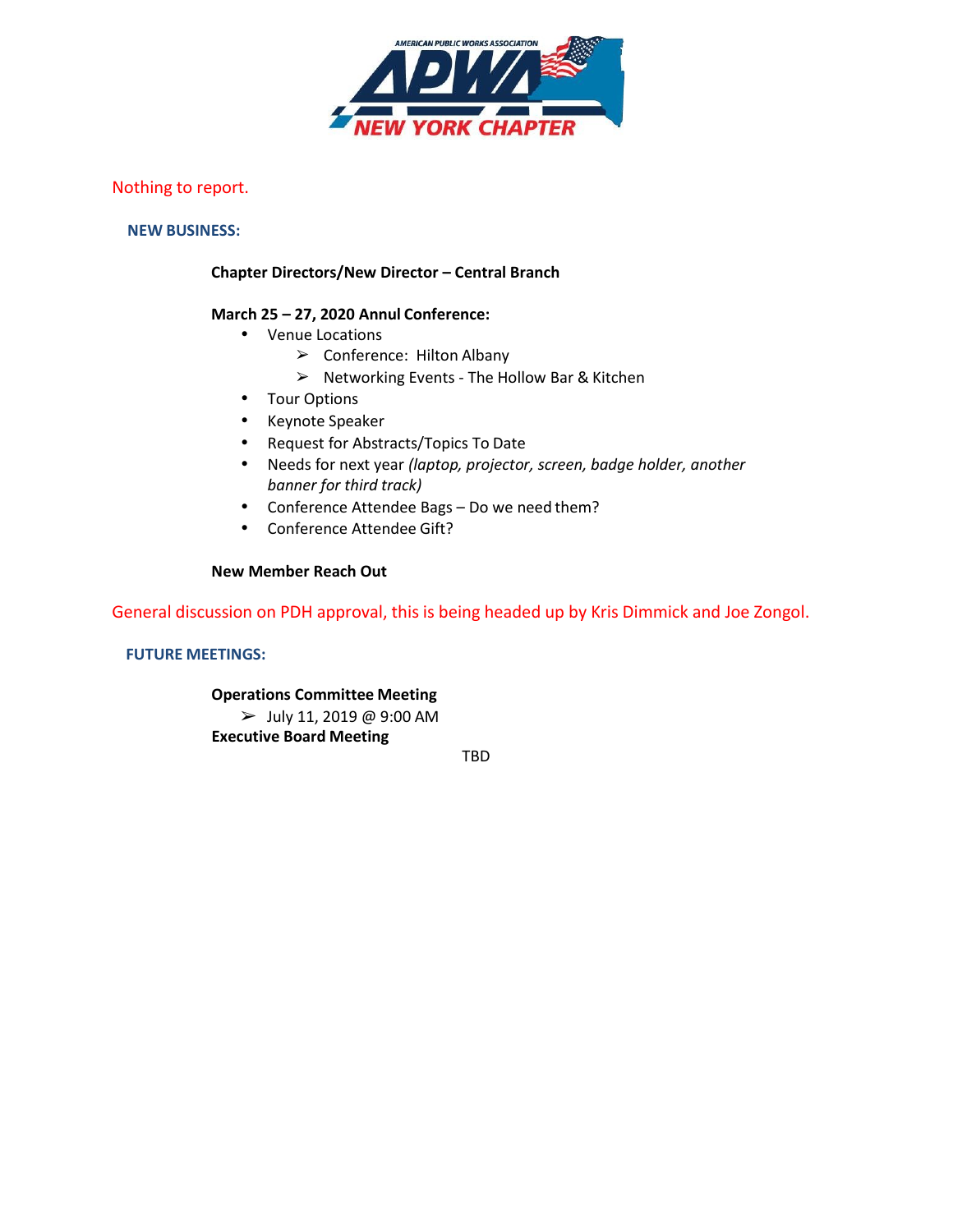Nothing to report.

## NEW BUSINESS:

**Chapter Directors/New Director – Central Branch**

**March 25 – 27, 2020 Annul Conference:**

- Venue Locations
  - ➢ Conference: Hilton Albany
  - ➢ Networking Events - The Hollow Bar & Kitchen
- Tour Options
- Keynote Speaker
- Request for Abstracts/Topics To Date
- Needs for next year *(laptop, projector, screen, badge holder, another banner for third track)*
- Conference Attendee Bags – Do we need them?
- Conference Attendee Gift?

**New Member Reach Out**

General discussion on PDH approval, this is being headed up by Kris Dimmick and Joe Zongol.

## FUTURE MEETINGS:

**Operations Committee Meeting**

➢ July 11, 2019 @ 9:00 AM

**Executive Board Meeting**

TBD